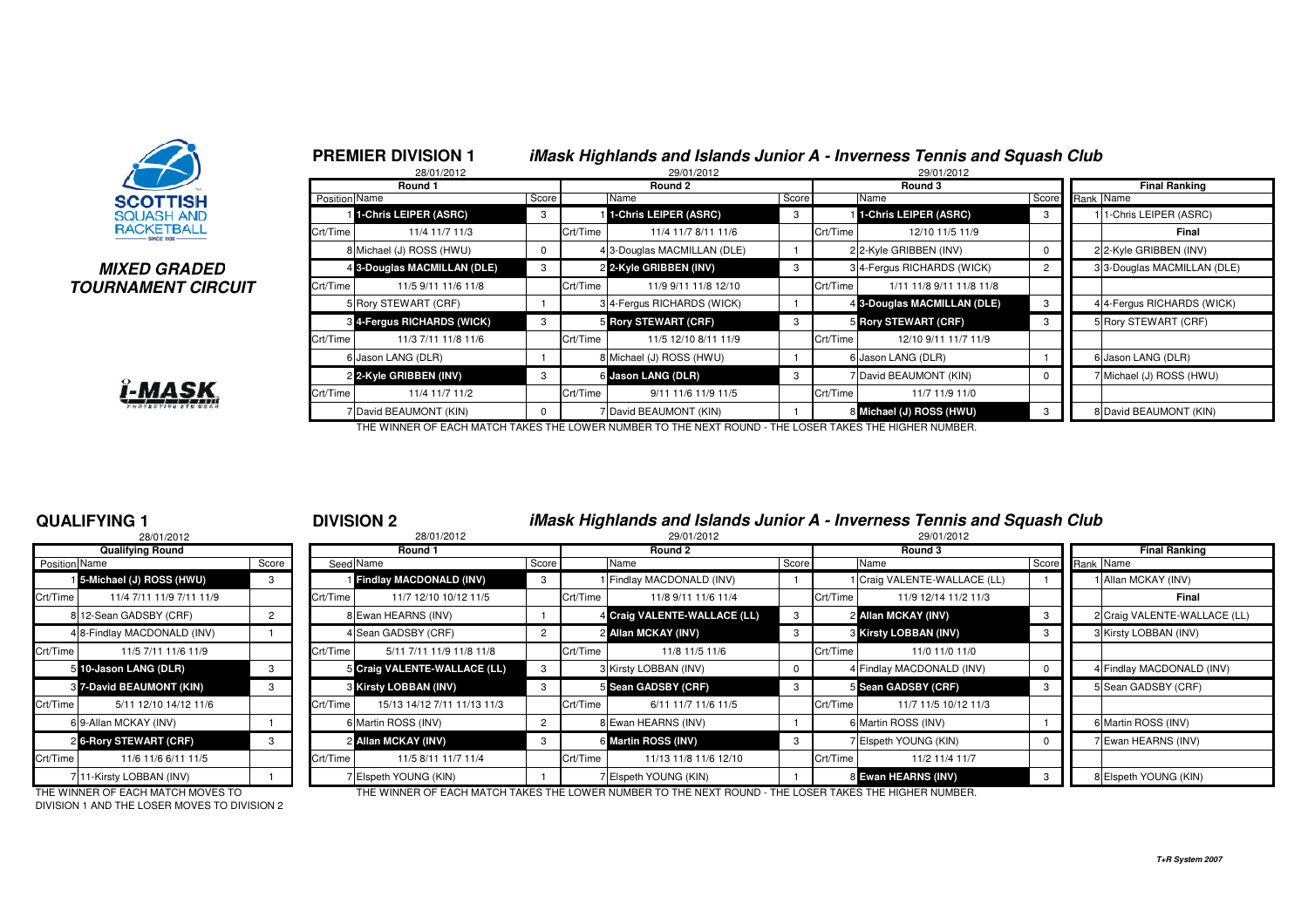**SCOTTISH SQUASH AND RACKETBALL** SINCE 1936

***MIXED GRADED TOURNAMENT CIRCUIT***

i-MASK

## PREMIER DIVISION 1

### *iMask Highlands and Islands Junior A - Inverness Tennis and Squash Club*

| 28/01/2012 | | | 29/01/2012 | | | 29/01/2012 | | | | |
|---|---|---|---|---|---|---|---|---|---|---|
| **Round 1** | | | **Round 2** | | | **Round 3** | | | **Final Ranking** | |
| Position | Name | Score | | Name | Score | | Name | Score | Rank | Name |
| 1 | **1-Chris LEIPER (ASRC)** | 3 | 1 | **1-Chris LEIPER (ASRC)** | 3 | 1 | **1-Chris LEIPER (ASRC)** | 3 | 1 | 1-Chris LEIPER (ASRC) |
| Crt/Time | 11/4 11/7 11/3 | | Crt/Time | 11/4 11/7 8/11 11/6 | | Crt/Time | 12/10 11/5 11/9 | | | **Final** |
| 8 | Michael (J) ROSS (HWU) | 0 | 4 | 3-Douglas MACMILLAN (DLE) | 1 | 2 | 2-Kyle GRIBBEN (INV) | 0 | 2 | 2-Kyle GRIBBEN (INV) |
| 4 | **3-Douglas MACMILLAN (DLE)** | 3 | 2 | **2-Kyle GRIBBEN (INV)** | 3 | 3 | 4-Fergus RICHARDS (WICK) | 2 | 3 | 3-Douglas MACMILLAN (DLE) |
| Crt/Time | 11/5 9/11 11/6 11/8 | | Crt/Time | 11/9 9/11 11/8 12/10 | | Crt/Time | 1/11 11/8 9/11 11/8 11/8 | | | |
| 5 | Rory STEWART (CRF) | 1 | 3 | 4-Fergus RICHARDS (WICK) | 1 | 4 | **3-Douglas MACMILLAN (DLE)** | 3 | 4 | 4-Fergus RICHARDS (WICK) |
| 3 | **4-Fergus RICHARDS (WICK)** | 3 | 5 | **Rory STEWART (CRF)** | 3 | 5 | **Rory STEWART (CRF)** | 3 | 5 | Rory STEWART (CRF) |
| Crt/Time | 11/3 7/11 11/8 11/6 | | Crt/Time | 11/5 12/10 8/11 11/9 | | Crt/Time | 12/10 9/11 11/7 11/9 | | | |
| 6 | Jason LANG (DLR) | 1 | 8 | Michael (J) ROSS (HWU) | 1 | 6 | Jason LANG (DLR) | 1 | 6 | Jason LANG (DLR) |
| 2 | **2-Kyle GRIBBEN (INV)** | 3 | 6 | **Jason LANG (DLR)** | 3 | 7 | David BEAUMONT (KIN) | 0 | 7 | Michael (J) ROSS (HWU) |
| Crt/Time | 11/4 11/7 11/2 | | Crt/Time | 9/11 11/6 11/9 11/5 | | Crt/Time | 11/7 11/9 11/0 | | | |
| 7 | David BEAUMONT (KIN) | 0 | 7 | David BEAUMONT (KIN) | 1 | 8 | **Michael (J) ROSS (HWU)** | 3 | 8 | David BEAUMONT (KIN) |

THE WINNER OF EACH MATCH TAKES THE LOWER NUMBER TO THE NEXT ROUND - THE LOSER TAKES THE HIGHER NUMBER.

## QUALIFYING 1

| 28/01/2012 | | |
|---|---|---|
| **Qualifying Round** | | |
| Position | Name | Score |
| 1 | **5-Michael (J) ROSS (HWU)** | 3 |
| Crt/Time | 11/4 7/11 11/9 7/11 11/9 | |
| 8 | 12-Sean GADSBY (CRF) | 2 |
| 4 | 8-Findlay MACDONALD (INV) | 1 |
| Crt/Time | 11/5 7/11 11/6 11/9 | |
| 5 | **10-Jason LANG (DLR)** | 3 |
| 3 | **7-David BEAUMONT (KIN)** | 3 |
| Crt/Time | 5/11 12/10 14/12 11/6 | |
| 6 | 9-Allan MCKAY (INV) | 1 |
| 2 | **6-Rory STEWART (CRF)** | 3 |
| Crt/Time | 11/6 11/6 6/11 11/5 | |
| 7 | 11-Kirsty LOBBAN (INV) | 1 |

THE WINNER OF EACH MATCH MOVES TO DIVISION 1 AND THE LOSER MOVES TO DIVISION 2

## DIVISION 2

### *iMask Highlands and Islands Junior A - Inverness Tennis and Squash Club*

| 28/01/2012 | | | 29/01/2012 | | | 29/01/2012 | | | | |
|---|---|---|---|---|---|---|---|---|---|---|
| **Round 1** | | | **Round 2** | | | **Round 3** | | | **Final Ranking** | |
| Seed | Name | Score | | Name | Score | | Name | Score | Rank | Name |
| 1 | **Findlay MACDONALD (INV)** | 3 | 1 | Findlay MACDONALD (INV) | 1 | 1 | Craig VALENTE-WALLACE (LL) | 1 | 1 | Allan MCKAY (INV) |
| Crt/Time | 11/7 12/10 10/12 11/5 | | Crt/Time | 11/8 9/11 11/6 11/4 | | Crt/Time | 11/9 12/14 11/2 11/3 | | | **Final** |
| 8 | Ewan HEARNS (INV) | 1 | 4 | **Craig VALENTE-WALLACE (LL)** | 3 | 2 | **Allan MCKAY (INV)** | 3 | 2 | Craig VALENTE-WALLACE (LL) |
| 4 | Sean GADSBY (CRF) | 2 | 2 | **Allan MCKAY (INV)** | 3 | 3 | **Kirsty LOBBAN (INV)** | 3 | 3 | Kirsty LOBBAN (INV) |
| Crt/Time | 5/11 7/11 11/9 11/8 11/8 | | Crt/Time | 11/8 11/5 11/6 | | Crt/Time | 11/0 11/0 11/0 | | | |
| 5 | **Craig VALENTE-WALLACE (LL)** | 3 | 3 | Kirsty LOBBAN (INV) | 0 | 4 | Findlay MACDONALD (INV) | 0 | 4 | Findlay MACDONALD (INV) |
| 3 | **Kirsty LOBBAN (INV)** | 3 | 5 | **Sean GADSBY (CRF)** | 3 | 5 | **Sean GADSBY (CRF)** | 3 | 5 | Sean GADSBY (CRF) |
| Crt/Time | 15/13 14/12 7/11 11/13 11/3 | | Crt/Time | 6/11 11/7 11/6 11/5 | | Crt/Time | 11/7 11/5 10/12 11/3 | | | |
| 6 | Martin ROSS (INV) | 2 | 8 | Ewan HEARNS (INV) | 1 | 6 | Martin ROSS (INV) | 1 | 6 | Martin ROSS (INV) |
| 2 | **Allan MCKAY (INV)** | 3 | 6 | **Martin ROSS (INV)** | 3 | 7 | Elspeth YOUNG (KIN) | 0 | 7 | Ewan HEARNS (INV) |
| Crt/Time | 11/5 8/11 11/7 11/4 | | Crt/Time | 11/13 11/8 11/6 12/10 | | Crt/Time | 11/2 11/4 11/7 | | | |
| 7 | Elspeth YOUNG (KIN) | 1 | 7 | Elspeth YOUNG (KIN) | 1 | 8 | **Ewan HEARNS (INV)** | 3 | 8 | Elspeth YOUNG (KIN) |

THE WINNER OF EACH MATCH TAKES THE LOWER NUMBER TO THE NEXT ROUND - THE LOSER TAKES THE HIGHER NUMBER.

*T+R System 2007*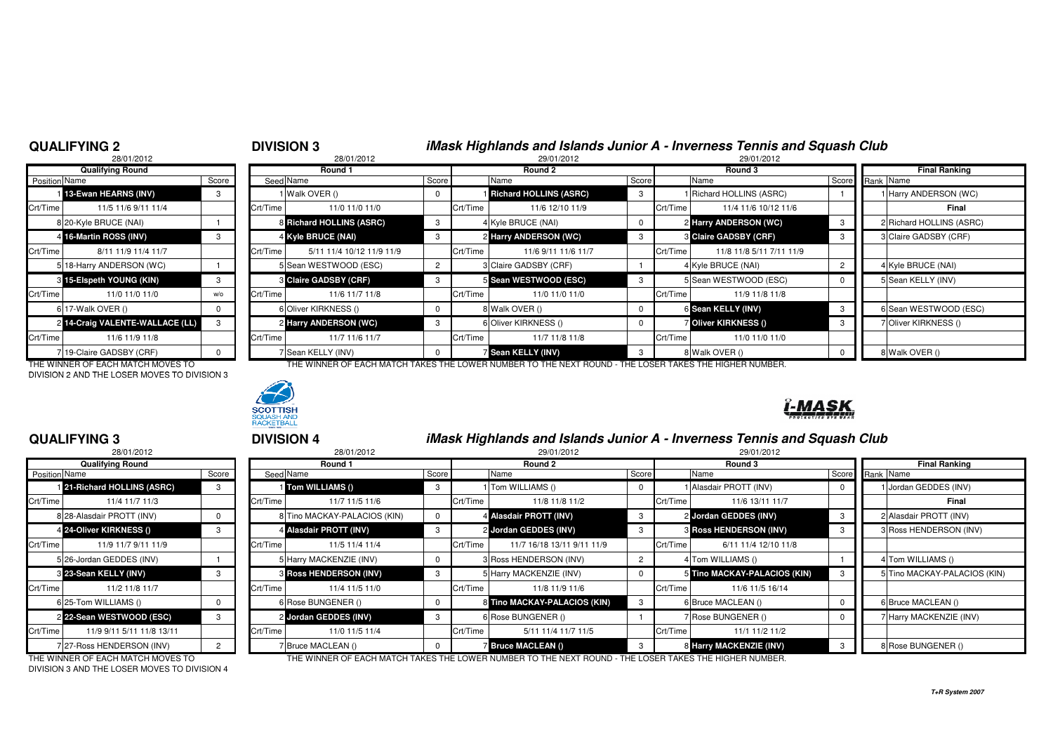## QUALIFYING 2

28/01/2012

| Position | Name | Score |
|---|---|---|
| | **Qualifying Round** | |
| 1 | **13-Ewan HEARNS (INV)** | 3 |
| Crt/Time | 11/5 11/6 9/11 11/4 | |
| 8 | 20-Kyle BRUCE (NAI) | 1 |
| 4 | **16-Martin ROSS (INV)** | 3 |
| Crt/Time | 8/11 11/9 11/4 11/7 | |
| 5 | 18-Harry ANDERSON (WC) | 1 |
| 3 | **15-Elspeth YOUNG (KIN)** | 3 |
| Crt/Time | 11/0 11/0 11/0 | w/o |
| 6 | 17-Walk OVER () | 0 |
| 2 | **14-Craig VALENTE-WALLACE (LL)** | 3 |
| Crt/Time | 11/6 11/9 11/8 | |
| 7 | 19-Claire GADSBY (CRF) | 0 |

THE WINNER OF EACH MATCH MOVES TO DIVISION 2 AND THE LOSER MOVES TO DIVISION 3

## DIVISION 3

### iMask Highlands and Islands Junior A - Inverness Tennis and Squash Club

| Seed | Round 1 (28/01/2012) | Score | | Round 2 (29/01/2012) | Score | | Round 3 (29/01/2012) | Score | Rank | Final Ranking |
|---|---|---|---|---|---|---|---|---|---|---|
| 1 | Walk OVER () | 0 | 1 | **Richard HOLLINS (ASRC)** | 3 | 1 | Richard HOLLINS (ASRC) | 1 | 1 | Harry ANDERSON (WC) |
| Crt/Time | 11/0 11/0 11/0 | | Crt/Time | 11/6 12/10 11/9 | | Crt/Time | 11/4 11/6 10/12 11/6 | | | **Final** |
| 8 | **Richard HOLLINS (ASRC)** | 3 | 4 | Kyle BRUCE (NAI) | 0 | 2 | **Harry ANDERSON (WC)** | 3 | 2 | Richard HOLLINS (ASRC) |
| 4 | **Kyle BRUCE (NAI)** | 3 | 2 | **Harry ANDERSON (WC)** | 3 | 3 | **Claire GADSBY (CRF)** | 3 | 3 | Claire GADSBY (CRF) |
| Crt/Time | 5/11 11/4 10/12 11/9 11/9 | | Crt/Time | 11/6 9/11 11/6 11/7 | | Crt/Time | 11/8 11/8 5/11 7/11 11/9 | | | |
| 5 | Sean WESTWOOD (ESC) | 2 | 3 | Claire GADSBY (CRF) | 1 | 4 | Kyle BRUCE (NAI) | 2 | 4 | Kyle BRUCE (NAI) |
| 3 | **Claire GADSBY (CRF)** | 3 | 5 | **Sean WESTWOOD (ESC)** | 3 | 5 | Sean WESTWOOD (ESC) | 0 | 5 | Sean KELLY (INV) |
| Crt/Time | 11/6 11/7 11/8 | | Crt/Time | 11/0 11/0 11/0 | | Crt/Time | 11/9 11/8 11/8 | | | |
| 6 | Oliver KIRKNESS () | 0 | 8 | Walk OVER () | 0 | 6 | **Sean KELLY (INV)** | 3 | 6 | Sean WESTWOOD (ESC) |
| 2 | **Harry ANDERSON (WC)** | 3 | 6 | Oliver KIRKNESS () | 0 | 7 | **Oliver KIRKNESS ()** | 3 | 7 | Oliver KIRKNESS () |
| Crt/Time | 11/7 11/6 11/7 | | Crt/Time | 11/7 11/8 11/8 | | Crt/Time | 11/0 11/0 11/0 | | | |
| 7 | Sean KELLY (INV) | 0 | 7 | **Sean KELLY (INV)** | 3 | 8 | Walk OVER () | 0 | 8 | Walk OVER () |

THE WINNER OF EACH MATCH TAKES THE LOWER NUMBER TO THE NEXT ROUND - THE LOSER TAKES THE HIGHER NUMBER.

## QUALIFYING 3

28/01/2012

| Position | Name | Score |
|---|---|---|
| | **Qualifying Round** | |
| 1 | **21-Richard HOLLINS (ASRC)** | 3 |
| Crt/Time | 11/4 11/7 11/3 | |
| 8 | 28-Alasdair PROTT (INV) | 0 |
| 4 | **24-Oliver KIRKNESS ()** | 3 |
| Crt/Time | 11/9 11/7 9/11 11/9 | |
| 5 | 26-Jordan GEDDES (INV) | 1 |
| 3 | **23-Sean KELLY (INV)** | 3 |
| Crt/Time | 11/2 11/8 11/7 | |
| 6 | 25-Tom WILLIAMS () | 0 |
| 2 | **22-Sean WESTWOOD (ESC)** | 3 |
| Crt/Time | 11/9 9/11 5/11 11/8 13/11 | |
| 7 | 27-Ross HENDERSON (INV) | 2 |

THE WINNER OF EACH MATCH MOVES TO DIVISION 3 AND THE LOSER MOVES TO DIVISION 4

## DIVISION 4

### iMask Highlands and Islands Junior A - Inverness Tennis and Squash Club

| Seed | Round 1 (28/01/2012) | Score | | Round 2 (29/01/2012) | Score | | Round 3 (29/01/2012) | Score | Rank | Final Ranking |
|---|---|---|---|---|---|---|---|---|---|---|
| 1 | **Tom WILLIAMS ()** | 3 | 1 | Tom WILLIAMS () | 0 | 1 | Alasdair PROTT (INV) | 0 | 1 | Jordan GEDDES (INV) |
| Crt/Time | 11/7 11/5 11/6 | | Crt/Time | 11/8 11/8 11/2 | | Crt/Time | 11/6 13/11 11/7 | | | **Final** |
| 8 | Tino MACKAY-PALACIOS (KIN) | 0 | 4 | **Alasdair PROTT (INV)** | 3 | 2 | **Jordan GEDDES (INV)** | 3 | 2 | Alasdair PROTT (INV) |
| 4 | **Alasdair PROTT (INV)** | 3 | 2 | **Jordan GEDDES (INV)** | 3 | 3 | **Ross HENDERSON (INV)** | 3 | 3 | Ross HENDERSON (INV) |
| Crt/Time | 11/5 11/4 11/4 | | Crt/Time | 11/7 16/18 13/11 9/11 11/9 | | Crt/Time | 6/11 11/4 12/10 11/8 | | | |
| 5 | Harry MACKENZIE (INV) | 0 | 3 | Ross HENDERSON (INV) | 2 | 4 | Tom WILLIAMS () | 1 | 4 | Tom WILLIAMS () |
| 3 | **Ross HENDERSON (INV)** | 3 | 5 | Harry MACKENZIE (INV) | 0 | 5 | **Tino MACKAY-PALACIOS (KIN)** | 3 | 5 | Tino MACKAY-PALACIOS (KIN) |
| Crt/Time | 11/4 11/5 11/0 | | Crt/Time | 11/8 11/9 11/6 | | Crt/Time | 11/6 11/5 16/14 | | | |
| 6 | Rose BUNGENER () | 0 | 8 | **Tino MACKAY-PALACIOS (KIN)** | 3 | 6 | Bruce MACLEAN () | 0 | 6 | Bruce MACLEAN () |
| 2 | **Jordan GEDDES (INV)** | 3 | 6 | Rose BUNGENER () | 1 | 7 | Rose BUNGENER () | 0 | 7 | Harry MACKENZIE (INV) |
| Crt/Time | 11/0 11/5 11/4 | | Crt/Time | 5/11 11/4 11/7 11/5 | | Crt/Time | 11/1 11/2 11/2 | | | |
| 7 | Bruce MACLEAN () | 0 | 7 | **Bruce MACLEAN ()** | 3 | 8 | **Harry MACKENZIE (INV)** | 3 | 8 | Rose BUNGENER () |

THE WINNER OF EACH MATCH TAKES THE LOWER NUMBER TO THE NEXT ROUND - THE LOSER TAKES THE HIGHER NUMBER.

T+R System 2007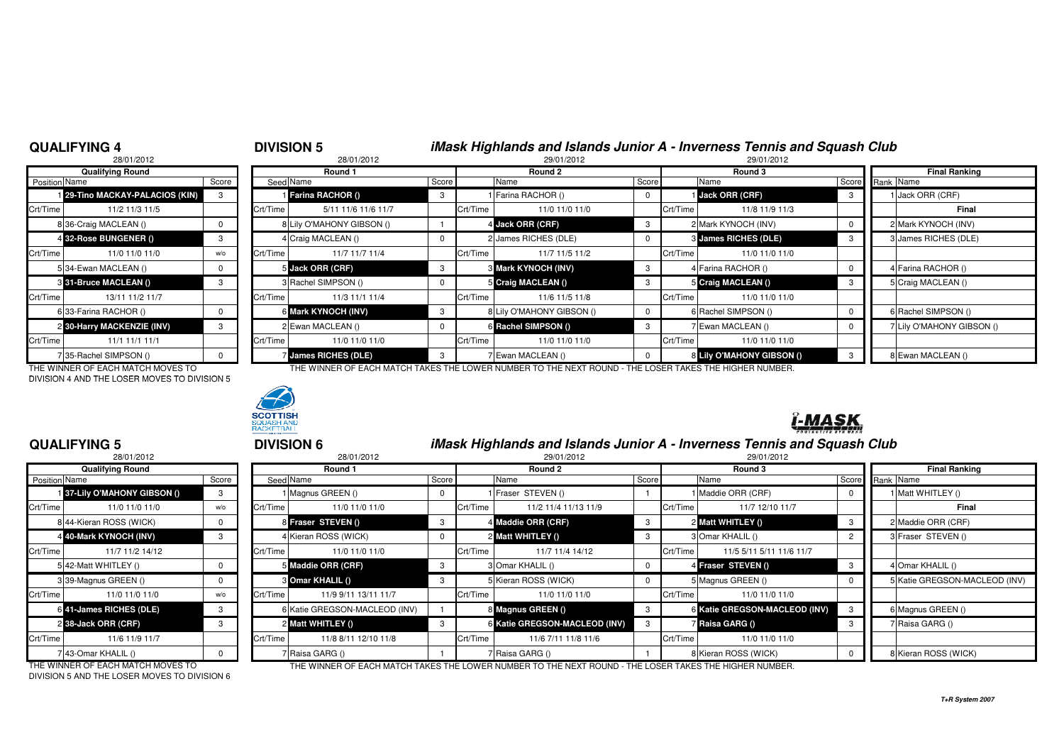## QUALIFYING 4

28/01/2012

| Position | Name | Score |
|---|---|---|
| | **Qualifying Round** | |
| 1 | **29-Tino MACKAY-PALACIOS (KIN)** | 3 |
| Crt/Time | 11/2 11/3 11/5 | |
| 8 | 36-Craig MACLEAN () | 0 |
| 4 | **32-Rose BUNGENER ()** | 3 |
| Crt/Time | 11/0 11/0 11/0 | w/o |
| 5 | 34-Ewan MACLEAN () | 0 |
| 3 | **31-Bruce MACLEAN ()** | 3 |
| Crt/Time | 13/11 11/2 11/7 | |
| 6 | 33-Farina RACHOR () | 0 |
| 2 | **30-Harry MACKENZIE (INV)** | 3 |
| Crt/Time | 11/1 11/1 11/1 | |
| 7 | 35-Rachel SIMPSON () | 0 |

THE WINNER OF EACH MATCH MOVES TO DIVISION 4 AND THE LOSER MOVES TO DIVISION 5

## DIVISION 5

### iMask Highlands and Islands Junior A - Inverness Tennis and Squash Club

| Seed | Round 1 (28/01/2012) | Score | | Round 2 (29/01/2012) | Score | | Round 3 (29/01/2012) | Score | Rank | Final Ranking |
|---|---|---|---|---|---|---|---|---|---|---|
| 1 | **Farina RACHOR ()** | 3 | 1 | Farina RACHOR () | 0 | 1 | **Jack ORR (CRF)** | 3 | 1 | Jack ORR (CRF) |
| Crt/Time | 5/11 11/6 11/6 11/7 | | Crt/Time | 11/0 11/0 11/0 | | Crt/Time | 11/8 11/9 11/3 | | | **Final** |
| 8 | Lily O'MAHONY GIBSON () | 1 | 4 | **Jack ORR (CRF)** | 3 | 2 | Mark KYNOCH (INV) | 0 | 2 | Mark KYNOCH (INV) |
| 4 | Craig MACLEAN () | 0 | 2 | James RICHES (DLE) | 0 | 3 | **James RICHES (DLE)** | 3 | 3 | James RICHES (DLE) |
| Crt/Time | 11/7 11/7 11/4 | | Crt/Time | 11/7 11/5 11/2 | | Crt/Time | 11/0 11/0 11/0 | | | |
| 5 | **Jack ORR (CRF)** | 3 | 3 | **Mark KYNOCH (INV)** | 3 | 4 | Farina RACHOR () | 0 | 4 | Farina RACHOR () |
| 3 | Rachel SIMPSON () | 0 | 5 | **Craig MACLEAN ()** | 3 | 5 | **Craig MACLEAN ()** | 3 | 5 | Craig MACLEAN () |
| Crt/Time | 11/3 11/1 11/4 | | Crt/Time | 11/6 11/5 11/8 | | Crt/Time | 11/0 11/0 11/0 | | | |
| 6 | **Mark KYNOCH (INV)** | 3 | 8 | Lily O'MAHONY GIBSON () | 0 | 6 | Rachel SIMPSON () | 0 | 6 | Rachel SIMPSON () |
| 2 | Ewan MACLEAN () | 0 | 6 | **Rachel SIMPSON ()** | 3 | 7 | Ewan MACLEAN () | 0 | 7 | Lily O'MAHONY GIBSON () |
| Crt/Time | 11/0 11/0 11/0 | | Crt/Time | 11/0 11/0 11/0 | | Crt/Time | 11/0 11/0 11/0 | | | |
| 7 | **James RICHES (DLE)** | 3 | 7 | Ewan MACLEAN () | 0 | 8 | **Lily O'MAHONY GIBSON ()** | 3 | 8 | Ewan MACLEAN () |

THE WINNER OF EACH MATCH TAKES THE LOWER NUMBER TO THE NEXT ROUND - THE LOSER TAKES THE HIGHER NUMBER.

## QUALIFYING 5

28/01/2012

| Position | Name | Score |
|---|---|---|
| | **Qualifying Round** | |
| 1 | **37-Lily O'MAHONY GIBSON ()** | 3 |
| Crt/Time | 11/0 11/0 11/0 | w/o |
| 8 | 44-Kieran ROSS (WICK) | 0 |
| 4 | **40-Mark KYNOCH (INV)** | 3 |
| Crt/Time | 11/7 11/2 14/12 | |
| 5 | 42-Matt WHITLEY () | 0 |
| 3 | 39-Magnus GREEN () | 0 |
| Crt/Time | 11/0 11/0 11/0 | w/o |
| 6 | **41-James RICHES (DLE)** | 3 |
| 2 | **38-Jack ORR (CRF)** | 3 |
| Crt/Time | 11/6 11/9 11/7 | |
| 7 | 43-Omar KHALIL () | 0 |

THE WINNER OF EACH MATCH MOVES TO DIVISION 5 AND THE LOSER MOVES TO DIVISION 6

## DIVISION 6

### iMask Highlands and Islands Junior A - Inverness Tennis and Squash Club

| Seed | Round 1 (28/01/2012) | Score | | Round 2 (29/01/2012) | Score | | Round 3 (29/01/2012) | Score | Rank | Final Ranking |
|---|---|---|---|---|---|---|---|---|---|---|
| 1 | Magnus GREEN () | 0 | 1 | Fraser STEVEN () | 1 | 1 | Maddie ORR (CRF) | 0 | 1 | Matt WHITLEY () |
| Crt/Time | 11/0 11/0 11/0 | | Crt/Time | 11/2 11/4 11/13 11/9 | | Crt/Time | 11/7 12/10 11/7 | | | **Final** |
| 8 | **Fraser STEVEN ()** | 3 | 4 | **Maddie ORR (CRF)** | 3 | 2 | **Matt WHITLEY ()** | 3 | 2 | Maddie ORR (CRF) |
| 4 | Kieran ROSS (WICK) | 0 | 2 | **Matt WHITLEY ()** | 3 | 3 | Omar KHALIL () | 2 | 3 | Fraser STEVEN () |
| Crt/Time | 11/0 11/0 11/0 | | Crt/Time | 11/7 11/4 14/12 | | Crt/Time | 11/5 5/11 5/11 11/6 11/7 | | | |
| 5 | **Maddie ORR (CRF)** | 3 | 3 | Omar KHALIL () | 0 | 4 | **Fraser STEVEN ()** | 3 | 4 | Omar KHALIL () |
| 3 | **Omar KHALIL ()** | 3 | 5 | Kieran ROSS (WICK) | 0 | 5 | Magnus GREEN () | 0 | 5 | Katie GREGSON-MACLEOD (INV) |
| Crt/Time | 11/9 9/11 13/11 11/7 | | Crt/Time | 11/0 11/0 11/0 | | Crt/Time | 11/0 11/0 11/0 | | | |
| 6 | Katie GREGSON-MACLEOD (INV) | 1 | 8 | **Magnus GREEN ()** | 3 | 6 | **Katie GREGSON-MACLEOD (INV)** | 3 | 6 | Magnus GREEN () |
| 2 | **Matt WHITLEY ()** | 3 | 6 | **Katie GREGSON-MACLEOD (INV)** | 3 | 7 | **Raisa GARG ()** | 3 | 7 | Raisa GARG () |
| Crt/Time | 11/8 8/11 12/10 11/8 | | Crt/Time | 11/6 7/11 11/8 11/6 | | Crt/Time | 11/0 11/0 11/0 | | | |
| 7 | Raisa GARG () | 1 | 7 | Raisa GARG () | 1 | 8 | Kieran ROSS (WICK) | 0 | 8 | Kieran ROSS (WICK) |

THE WINNER OF EACH MATCH TAKES THE LOWER NUMBER TO THE NEXT ROUND - THE LOSER TAKES THE HIGHER NUMBER.

T+R System 2007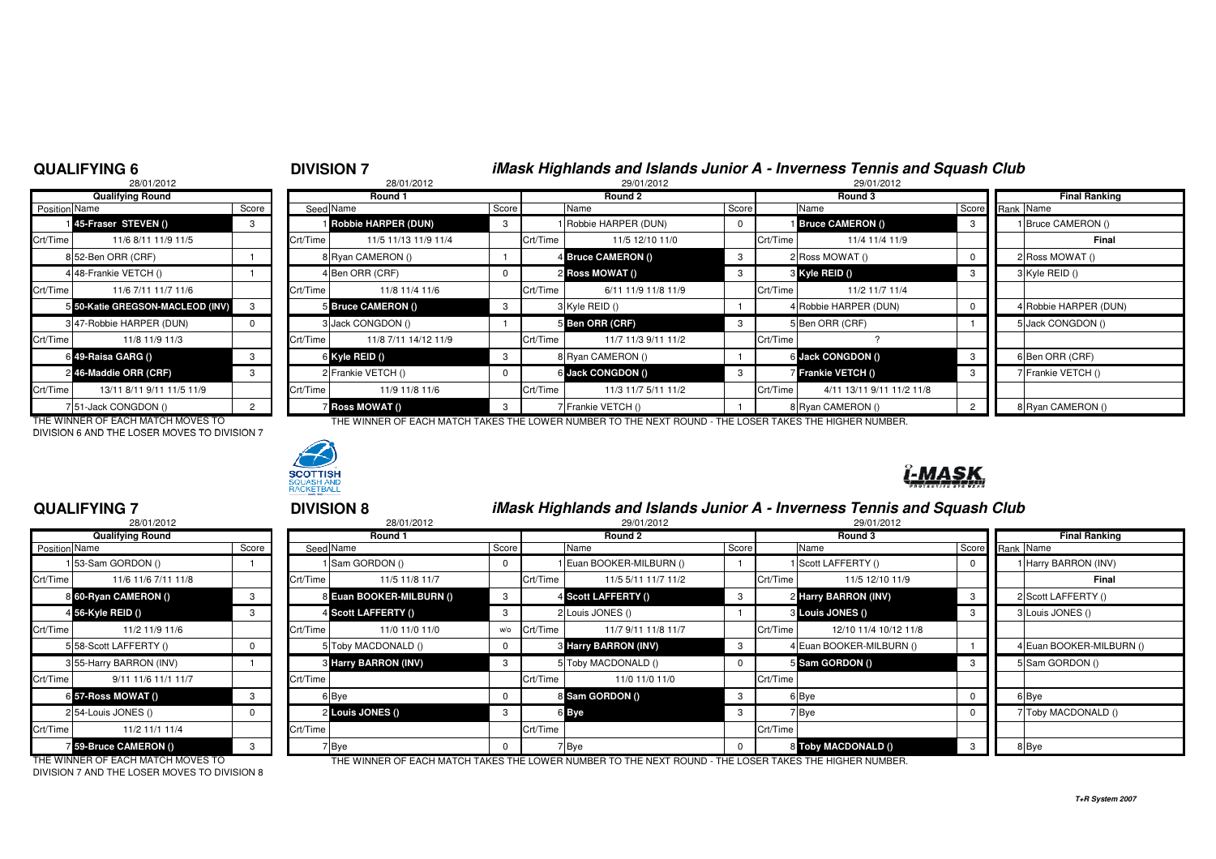## QUALIFYING 6

28/01/2012

| Qualifying Round | | |
|---|---|---|
| Position | Name | Score |
| 1 | 45-Fraser STEVEN () | 3 |
| Crt/Time | 11/6 8/11 11/9 11/5 | |
| 8 | 52-Ben ORR (CRF) | 1 |
| 4 | 48-Frankie VETCH () | 1 |
| Crt/Time | 11/6 7/11 11/7 11/6 | |
| 5 | 50-Katie GREGSON-MACLEOD (INV) | 3 |
| 3 | 47-Robbie HARPER (DUN) | 0 |
| Crt/Time | 11/8 11/9 11/3 | |
| 6 | 49-Raisa GARG () | 3 |
| 2 | 46-Maddie ORR (CRF) | 3 |
| Crt/Time | 13/11 8/11 9/11 11/5 11/9 | |
| 7 | 51-Jack CONGDON () | 2 |

THE WINNER OF EACH MATCH MOVES TO DIVISION 6 AND THE LOSER MOVES TO DIVISION 7

## DIVISION 7

### iMask Highlands and Islands Junior A - Inverness Tennis and Squash Club

| Round 1 (28/01/2012) | | | Round 2 (29/01/2012) | | | Round 3 (29/01/2012) | | | Final Ranking | |
|---|---|---|---|---|---|---|---|---|---|---|
| Seed | Name | Score | | Name | Score | | Name | Score | Rank | Name |
| 1 | Robbie HARPER (DUN) | 3 | 1 | Robbie HARPER (DUN) | 0 | 1 | Bruce CAMERON () | 3 | 1 | Bruce CAMERON () |
| Crt/Time | 11/5 11/13 11/9 11/4 | | Crt/Time | 11/5 12/10 11/0 | | Crt/Time | 11/4 11/4 11/9 | | | Final |
| 8 | Ryan CAMERON () | 1 | 4 | Bruce CAMERON () | 3 | 2 | Ross MOWAT () | 0 | 2 | Ross MOWAT () |
| 4 | Ben ORR (CRF) | 0 | 2 | Ross MOWAT () | 3 | 3 | Kyle REID () | 3 | 3 | Kyle REID () |
| Crt/Time | 11/8 11/4 11/6 | | Crt/Time | 6/11 11/9 11/8 11/9 | | Crt/Time | 11/2 11/7 11/4 | | | |
| 5 | Bruce CAMERON () | 3 | 3 | Kyle REID () | 1 | 4 | Robbie HARPER (DUN) | 0 | 4 | Robbie HARPER (DUN) |
| 3 | Jack CONGDON () | 1 | 5 | Ben ORR (CRF) | 3 | 5 | Ben ORR (CRF) | 1 | 5 | Jack CONGDON () |
| Crt/Time | 11/8 7/11 14/12 11/9 | | Crt/Time | 11/7 11/3 9/11 11/2 | | Crt/Time | ? | | | |
| 6 | Kyle REID () | 3 | 8 | Ryan CAMERON () | 1 | 6 | Jack CONGDON () | 3 | 6 | Ben ORR (CRF) |
| 2 | Frankie VETCH () | 0 | 6 | Jack CONGDON () | 3 | 7 | Frankie VETCH () | 3 | 7 | Frankie VETCH () |
| Crt/Time | 11/9 11/8 11/6 | | Crt/Time | 11/3 11/7 5/11 11/2 | | Crt/Time | 4/11 13/11 9/11 11/2 11/8 | | | |
| 7 | Ross MOWAT () | 3 | 7 | Frankie VETCH () | 1 | 8 | Ryan CAMERON () | 2 | 8 | Ryan CAMERON () |

THE WINNER OF EACH MATCH TAKES THE LOWER NUMBER TO THE NEXT ROUND - THE LOSER TAKES THE HIGHER NUMBER.

## QUALIFYING 7

28/01/2012

| Qualifying Round | | |
|---|---|---|
| Position | Name | Score |
| 1 | 53-Sam GORDON () | 1 |
| Crt/Time | 11/6 11/6 7/11 11/8 | |
| 8 | 60-Ryan CAMERON () | 3 |
| 4 | 56-Kyle REID () | 3 |
| Crt/Time | 11/2 11/9 11/6 | |
| 5 | 58-Scott LAFFERTY () | 0 |
| 3 | 55-Harry BARRON (INV) | 1 |
| Crt/Time | 9/11 11/6 11/1 11/7 | |
| 6 | 57-Ross MOWAT () | 3 |
| 2 | 54-Louis JONES () | 0 |
| Crt/Time | 11/2 11/1 11/4 | |
| 7 | 59-Bruce CAMERON () | 3 |

THE WINNER OF EACH MATCH MOVES TO DIVISION 7 AND THE LOSER MOVES TO DIVISION 8

## DIVISION 8

### iMask Highlands and Islands Junior A - Inverness Tennis and Squash Club

| Round 1 (28/01/2012) | | | Round 2 (29/01/2012) | | | Round 3 (29/01/2012) | | | Final Ranking | |
|---|---|---|---|---|---|---|---|---|---|---|
| Seed | Name | Score | | Name | Score | | Name | Score | Rank | Name |
| 1 | Sam GORDON () | 0 | 1 | Euan BOOKER-MILBURN () | 1 | 1 | Scott LAFFERTY () | 0 | 1 | Harry BARRON (INV) |
| Crt/Time | 11/5 11/8 11/7 | | Crt/Time | 11/5 5/11 11/7 11/2 | | Crt/Time | 11/5 12/10 11/9 | | | Final |
| 8 | Euan BOOKER-MILBURN () | 3 | 4 | Scott LAFFERTY () | 3 | 2 | Harry BARRON (INV) | 3 | 2 | Scott LAFFERTY () |
| 4 | Scott LAFFERTY () | 3 | 2 | Louis JONES () | 1 | 3 | Louis JONES () | 3 | 3 | Louis JONES () |
| Crt/Time | 11/0 11/0 11/0 | w/o | Crt/Time | 11/7 9/11 11/8 11/7 | | Crt/Time | 12/10 11/4 10/12 11/8 | | | |
| 5 | Toby MACDONALD () | 0 | 3 | Harry BARRON (INV) | 3 | 4 | Euan BOOKER-MILBURN () | 1 | 4 | Euan BOOKER-MILBURN () |
| 3 | Harry BARRON (INV) | 3 | 5 | Toby MACDONALD () | 0 | 5 | Sam GORDON () | 3 | 5 | Sam GORDON () |
| Crt/Time | | | Crt/Time | 11/0 11/0 11/0 | | Crt/Time | | | | |
| 6 | Bye | 0 | 8 | Sam GORDON () | 3 | 6 | Bye | 0 | 6 | Bye |
| 2 | Louis JONES () | 3 | 6 | Bye | 3 | 7 | Bye | 0 | 7 | Toby MACDONALD () |
| Crt/Time | | | Crt/Time | | | Crt/Time | | | | |
| 7 | Bye | 0 | 7 | Bye | 0 | 8 | Toby MACDONALD () | 3 | 8 | Bye |

THE WINNER OF EACH MATCH TAKES THE LOWER NUMBER TO THE NEXT ROUND - THE LOSER TAKES THE HIGHER NUMBER.

T+R System 2007